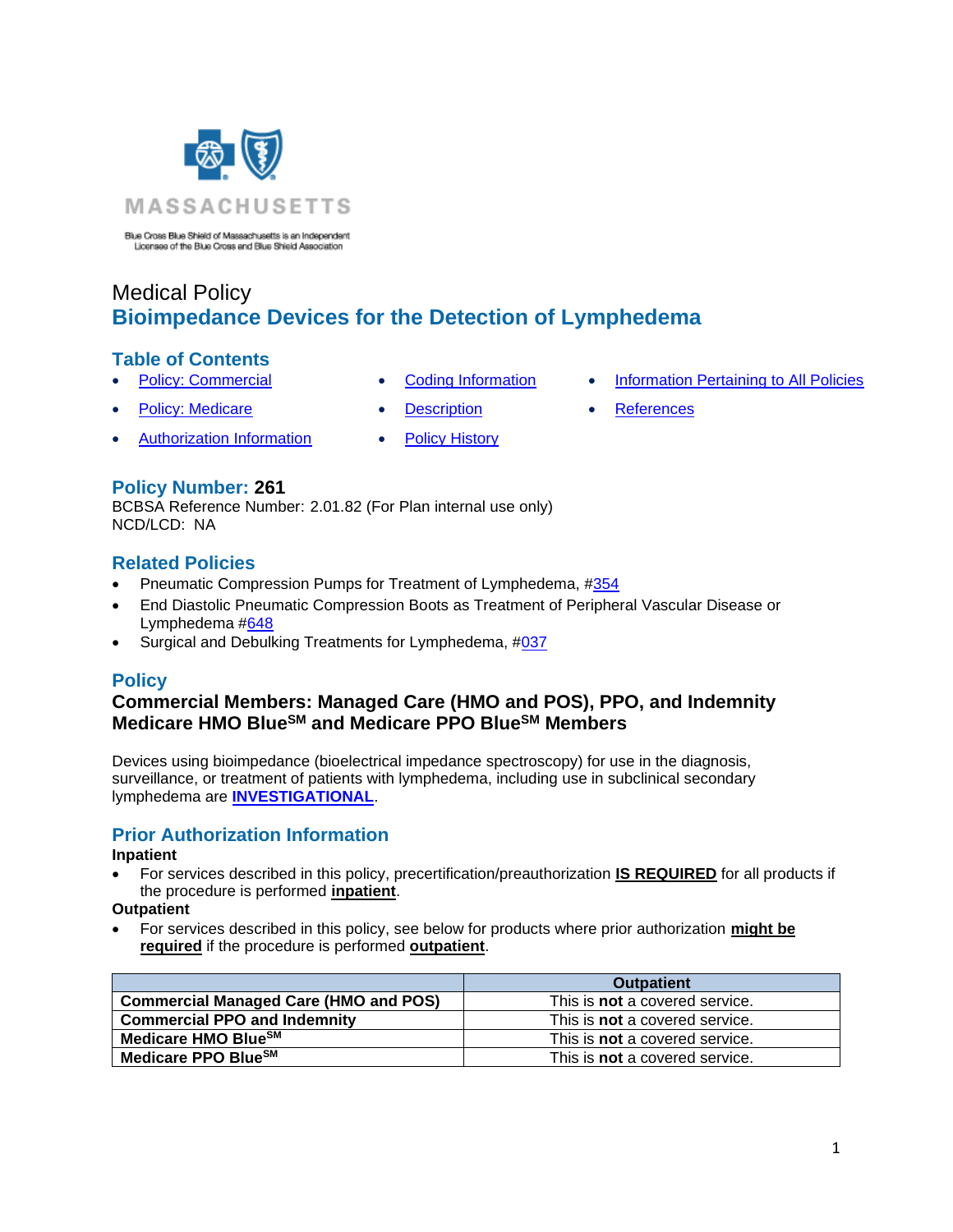MASSACHUSETTS

Blue Cross Blue Shield of Massachusetts is an Independent Licensee of the Blue Cross and Blue Shield Association

Medical Policy

# Bioimpedance Devices for the Detection of Lymphedema

## Table of Contents

- Policy: Commercial
- Policy: Medicare
- Authorization Information
- Coding Information
- Description
- Policy History
- Information Pertaining to All Policies
- References

## Policy Number: 261

BCBSA Reference Number: 2.01.82 (For Plan internal use only)
NCD/LCD: NA

## Related Policies

- Pneumatic Compression Pumps for Treatment of Lymphedema, #354
- End Diastolic Pneumatic Compression Boots as Treatment of Peripheral Vascular Disease or Lymphedema #648
- Surgical and Debulking Treatments for Lymphedema, #037

## Policy

### Commercial Members: Managed Care (HMO and POS), PPO, and Indemnity
### Medicare HMO Blue[SM] and Medicare PPO Blue[SM] Members

Devices using bioimpedance (bioelectrical impedance spectroscopy) for use in the diagnosis, surveillance, or treatment of patients with lymphedema, including use in subclinical secondary lymphedema are **INVESTIGATIONAL**.

## Prior Authorization Information

**Inpatient**

- For services described in this policy, precertification/preauthorization **IS REQUIRED** for all products if the procedure is performed **inpatient**.

**Outpatient**

- For services described in this policy, see below for products where prior authorization **might be required** if the procedure is performed **outpatient**.

| | Outpatient |
|---|---|
| **Commercial Managed Care (HMO and POS)** | This is **not** a covered service. |
| **Commercial PPO and Indemnity** | This is **not** a covered service. |
| **Medicare HMO Blue[SM]** | This is **not** a covered service. |
| **Medicare PPO Blue[SM]** | This is **not** a covered service. |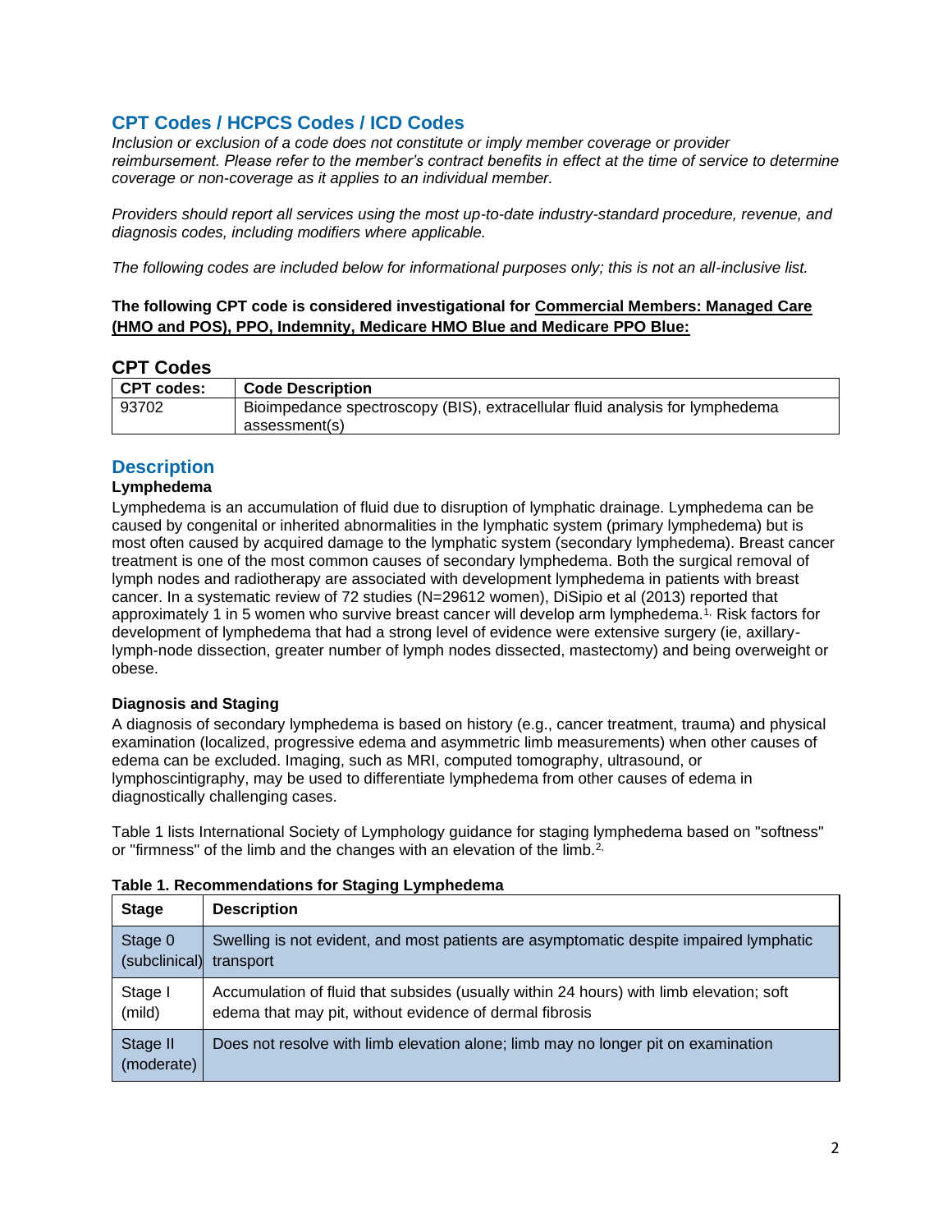## CPT Codes / HCPCS Codes / ICD Codes

*Inclusion or exclusion of a code does not constitute or imply member coverage or provider reimbursement. Please refer to the member's contract benefits in effect at the time of service to determine coverage or non-coverage as it applies to an individual member.*

*Providers should report all services using the most up-to-date industry-standard procedure, revenue, and diagnosis codes, including modifiers where applicable.*

*The following codes are included below for informational purposes only; this is not an all-inclusive list.*

**The following CPT code is considered investigational for <u>Commercial Members: Managed Care (HMO and POS), PPO, Indemnity, Medicare HMO Blue and Medicare PPO Blue:</u>**

### CPT Codes

| CPT codes: | Code Description |
| --- | --- |
| 93702 | Bioimpedance spectroscopy (BIS), extracellular fluid analysis for lymphedema assessment(s) |

## Description

**Lymphedema**

Lymphedema is an accumulation of fluid due to disruption of lymphatic drainage. Lymphedema can be caused by congenital or inherited abnormalities in the lymphatic system (primary lymphedema) but is most often caused by acquired damage to the lymphatic system (secondary lymphedema). Breast cancer treatment is one of the most common causes of secondary lymphedema. Both the surgical removal of lymph nodes and radiotherapy are associated with development lymphedema in patients with breast cancer. In a systematic review of 72 studies (N=29612 women), DiSipio et al (2013) reported that approximately 1 in 5 women who survive breast cancer will develop arm lymphedema.[1,] Risk factors for development of lymphedema that had a strong level of evidence were extensive surgery (ie, axillary-lymph-node dissection, greater number of lymph nodes dissected, mastectomy) and being overweight or obese.

**Diagnosis and Staging**

A diagnosis of secondary lymphedema is based on history (e.g., cancer treatment, trauma) and physical examination (localized, progressive edema and asymmetric limb measurements) when other causes of edema can be excluded. Imaging, such as MRI, computed tomography, ultrasound, or lymphoscintigraphy, may be used to differentiate lymphedema from other causes of edema in diagnostically challenging cases.

Table 1 lists International Society of Lymphology guidance for staging lymphedema based on "softness" or "firmness" of the limb and the changes with an elevation of the limb.[2,]

**Table 1. Recommendations for Staging Lymphedema**

| Stage | Description |
| --- | --- |
| Stage 0 (subclinical) | Swelling is not evident, and most patients are asymptomatic despite impaired lymphatic transport |
| Stage I (mild) | Accumulation of fluid that subsides (usually within 24 hours) with limb elevation; soft edema that may pit, without evidence of dermal fibrosis |
| Stage II (moderate) | Does not resolve with limb elevation alone; limb may no longer pit on examination |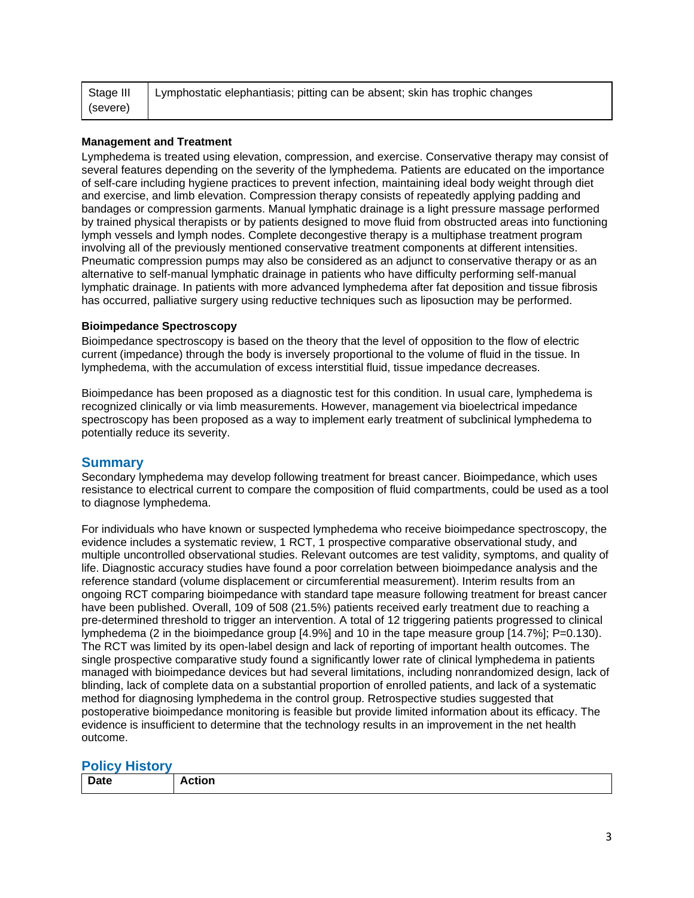| Stage III (severe) | Lymphostatic elephantiasis; pitting can be absent; skin has trophic changes |
|---|---|

**Management and Treatment**

Lymphedema is treated using elevation, compression, and exercise. Conservative therapy may consist of several features depending on the severity of the lymphedema. Patients are educated on the importance of self-care including hygiene practices to prevent infection, maintaining ideal body weight through diet and exercise, and limb elevation. Compression therapy consists of repeatedly applying padding and bandages or compression garments. Manual lymphatic drainage is a light pressure massage performed by trained physical therapists or by patients designed to move fluid from obstructed areas into functioning lymph vessels and lymph nodes. Complete decongestive therapy is a multiphase treatment program involving all of the previously mentioned conservative treatment components at different intensities. Pneumatic compression pumps may also be considered as an adjunct to conservative therapy or as an alternative to self-manual lymphatic drainage in patients who have difficulty performing self-manual lymphatic drainage. In patients with more advanced lymphedema after fat deposition and tissue fibrosis has occurred, palliative surgery using reductive techniques such as liposuction may be performed.

**Bioimpedance Spectroscopy**

Bioimpedance spectroscopy is based on the theory that the level of opposition to the flow of electric current (impedance) through the body is inversely proportional to the volume of fluid in the tissue. In lymphedema, with the accumulation of excess interstitial fluid, tissue impedance decreases.

Bioimpedance has been proposed as a diagnostic test for this condition. In usual care, lymphedema is recognized clinically or via limb measurements. However, management via bioelectrical impedance spectroscopy has been proposed as a way to implement early treatment of subclinical lymphedema to potentially reduce its severity.

## Summary

Secondary lymphedema may develop following treatment for breast cancer. Bioimpedance, which uses resistance to electrical current to compare the composition of fluid compartments, could be used as a tool to diagnose lymphedema.

For individuals who have known or suspected lymphedema who receive bioimpedance spectroscopy, the evidence includes a systematic review, 1 RCT, 1 prospective comparative observational study, and multiple uncontrolled observational studies. Relevant outcomes are test validity, symptoms, and quality of life. Diagnostic accuracy studies have found a poor correlation between bioimpedance analysis and the reference standard (volume displacement or circumferential measurement). Interim results from an ongoing RCT comparing bioimpedance with standard tape measure following treatment for breast cancer have been published. Overall, 109 of 508 (21.5%) patients received early treatment due to reaching a pre-determined threshold to trigger an intervention. A total of 12 triggering patients progressed to clinical lymphedema (2 in the bioimpedance group [4.9%] and 10 in the tape measure group [14.7%]; P=0.130). The RCT was limited by its open-label design and lack of reporting of important health outcomes. The single prospective comparative study found a significantly lower rate of clinical lymphedema in patients managed with bioimpedance devices but had several limitations, including nonrandomized design, lack of blinding, lack of complete data on a substantial proportion of enrolled patients, and lack of a systematic method for diagnosing lymphedema in the control group. Retrospective studies suggested that postoperative bioimpedance monitoring is feasible but provide limited information about its efficacy. The evidence is insufficient to determine that the technology results in an improvement in the net health outcome.

## Policy History

| Date | Action |
|---|---|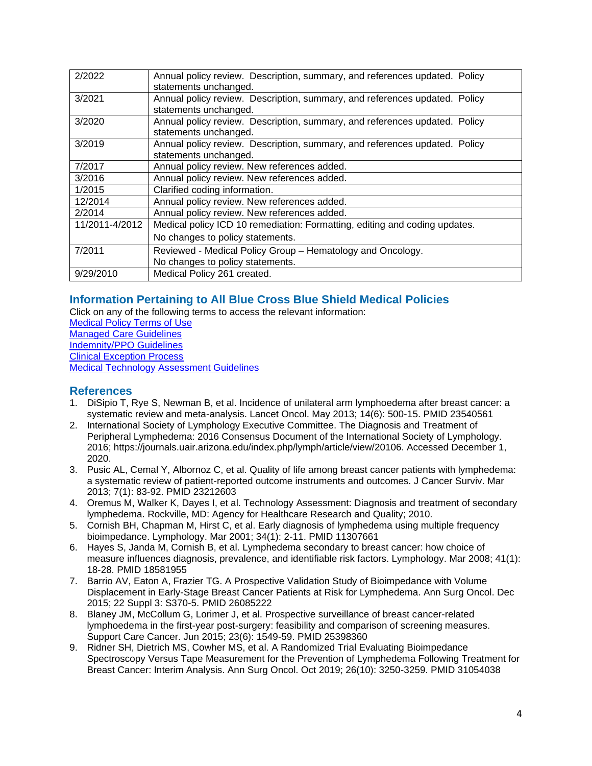| | |
|---|---|
| 2/2022 | Annual policy review. Description, summary, and references updated. Policy statements unchanged. |
| 3/2021 | Annual policy review. Description, summary, and references updated. Policy statements unchanged. |
| 3/2020 | Annual policy review. Description, summary, and references updated. Policy statements unchanged. |
| 3/2019 | Annual policy review. Description, summary, and references updated. Policy statements unchanged. |
| 7/2017 | Annual policy review. New references added. |
| 3/2016 | Annual policy review. New references added. |
| 1/2015 | Clarified coding information. |
| 12/2014 | Annual policy review. New references added. |
| 2/2014 | Annual policy review. New references added. |
| 11/2011-4/2012 | Medical policy ICD 10 remediation: Formatting, editing and coding updates. No changes to policy statements. |
| 7/2011 | Reviewed - Medical Policy Group – Hematology and Oncology. No changes to policy statements. |
| 9/29/2010 | Medical Policy 261 created. |

## Information Pertaining to All Blue Cross Blue Shield Medical Policies

Click on any of the following terms to access the relevant information:

Medical Policy Terms of Use
Managed Care Guidelines
Indemnity/PPO Guidelines
Clinical Exception Process
Medical Technology Assessment Guidelines

## References

1. DiSipio T, Rye S, Newman B, et al. Incidence of unilateral arm lymphoedema after breast cancer: a systematic review and meta-analysis. Lancet Oncol. May 2013; 14(6): 500-15. PMID 23540561
2. International Society of Lymphology Executive Committee. The Diagnosis and Treatment of Peripheral Lymphedema: 2016 Consensus Document of the International Society of Lymphology. 2016; https://journals.uair.arizona.edu/index.php/lymph/article/view/20106. Accessed December 1, 2020.
3. Pusic AL, Cemal Y, Albornoz C, et al. Quality of life among breast cancer patients with lymphedema: a systematic review of patient-reported outcome instruments and outcomes. J Cancer Surviv. Mar 2013; 7(1): 83-92. PMID 23212603
4. Oremus M, Walker K, Dayes I, et al. Technology Assessment: Diagnosis and treatment of secondary lymphedema. Rockville, MD: Agency for Healthcare Research and Quality; 2010.
5. Cornish BH, Chapman M, Hirst C, et al. Early diagnosis of lymphedema using multiple frequency bioimpedance. Lymphology. Mar 2001; 34(1): 2-11. PMID 11307661
6. Hayes S, Janda M, Cornish B, et al. Lymphedema secondary to breast cancer: how choice of measure influences diagnosis, prevalence, and identifiable risk factors. Lymphology. Mar 2008; 41(1): 18-28. PMID 18581955
7. Barrio AV, Eaton A, Frazier TG. A Prospective Validation Study of Bioimpedance with Volume Displacement in Early-Stage Breast Cancer Patients at Risk for Lymphedema. Ann Surg Oncol. Dec 2015; 22 Suppl 3: S370-5. PMID 26085222
8. Blaney JM, McCollum G, Lorimer J, et al. Prospective surveillance of breast cancer-related lymphoedema in the first-year post-surgery: feasibility and comparison of screening measures. Support Care Cancer. Jun 2015; 23(6): 1549-59. PMID 25398360
9. Ridner SH, Dietrich MS, Cowher MS, et al. A Randomized Trial Evaluating Bioimpedance Spectroscopy Versus Tape Measurement for the Prevention of Lymphedema Following Treatment for Breast Cancer: Interim Analysis. Ann Surg Oncol. Oct 2019; 26(10): 3250-3259. PMID 31054038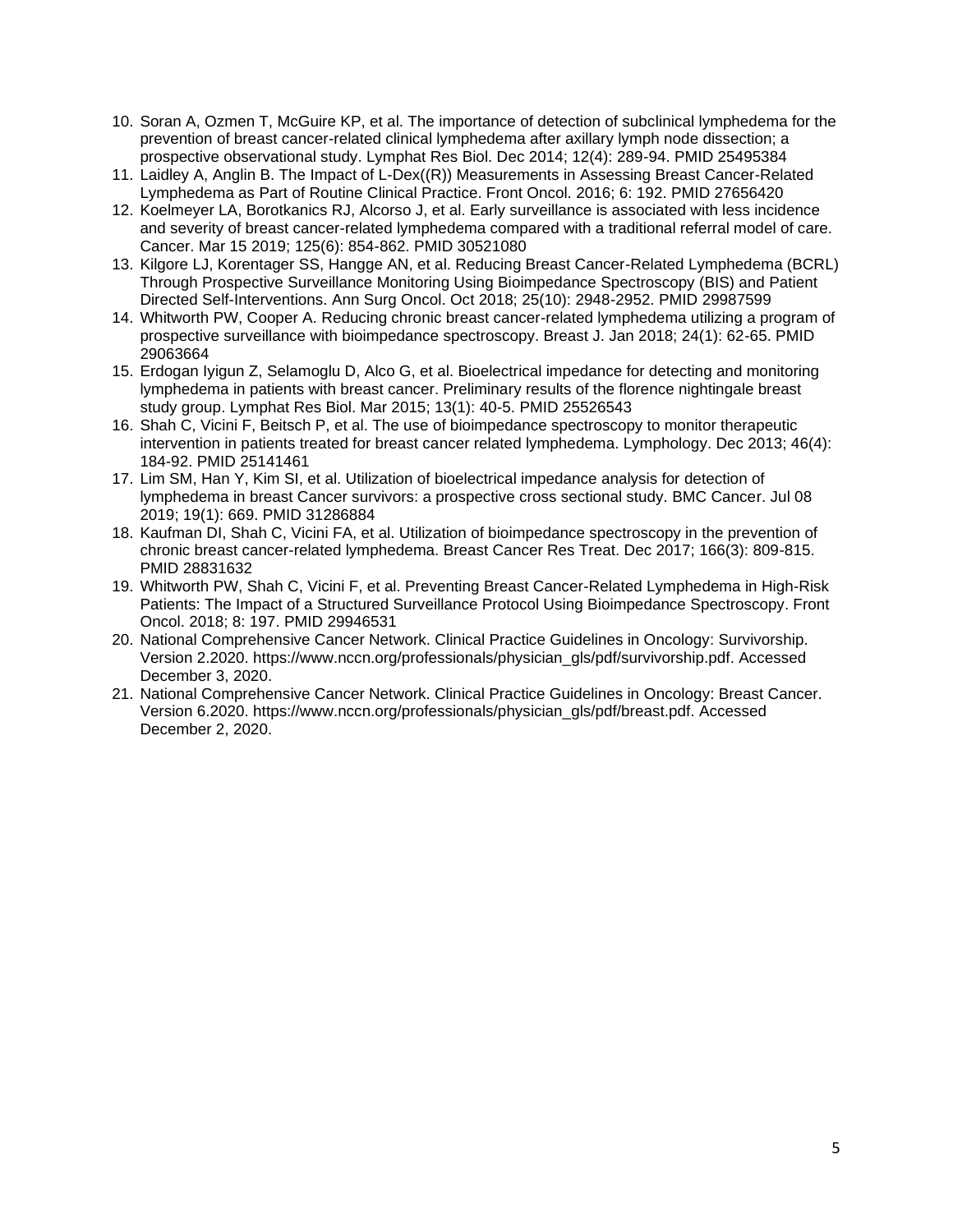10. Soran A, Ozmen T, McGuire KP, et al. The importance of detection of subclinical lymphedema for the prevention of breast cancer-related clinical lymphedema after axillary lymph node dissection; a prospective observational study. Lymphat Res Biol. Dec 2014; 12(4): 289-94. PMID 25495384
11. Laidley A, Anglin B. The Impact of L-Dex((R)) Measurements in Assessing Breast Cancer-Related Lymphedema as Part of Routine Clinical Practice. Front Oncol. 2016; 6: 192. PMID 27656420
12. Koelmeyer LA, Borotkanics RJ, Alcorso J, et al. Early surveillance is associated with less incidence and severity of breast cancer-related lymphedema compared with a traditional referral model of care. Cancer. Mar 15 2019; 125(6): 854-862. PMID 30521080
13. Kilgore LJ, Korentager SS, Hangge AN, et al. Reducing Breast Cancer-Related Lymphedema (BCRL) Through Prospective Surveillance Monitoring Using Bioimpedance Spectroscopy (BIS) and Patient Directed Self-Interventions. Ann Surg Oncol. Oct 2018; 25(10): 2948-2952. PMID 29987599
14. Whitworth PW, Cooper A. Reducing chronic breast cancer-related lymphedema utilizing a program of prospective surveillance with bioimpedance spectroscopy. Breast J. Jan 2018; 24(1): 62-65. PMID 29063664
15. Erdogan Iyigun Z, Selamoglu D, Alco G, et al. Bioelectrical impedance for detecting and monitoring lymphedema in patients with breast cancer. Preliminary results of the florence nightingale breast study group. Lymphat Res Biol. Mar 2015; 13(1): 40-5. PMID 25526543
16. Shah C, Vicini F, Beitsch P, et al. The use of bioimpedance spectroscopy to monitor therapeutic intervention in patients treated for breast cancer related lymphedema. Lymphology. Dec 2013; 46(4): 184-92. PMID 25141461
17. Lim SM, Han Y, Kim SI, et al. Utilization of bioelectrical impedance analysis for detection of lymphedema in breast Cancer survivors: a prospective cross sectional study. BMC Cancer. Jul 08 2019; 19(1): 669. PMID 31286884
18. Kaufman DI, Shah C, Vicini FA, et al. Utilization of bioimpedance spectroscopy in the prevention of chronic breast cancer-related lymphedema. Breast Cancer Res Treat. Dec 2017; 166(3): 809-815. PMID 28831632
19. Whitworth PW, Shah C, Vicini F, et al. Preventing Breast Cancer-Related Lymphedema in High-Risk Patients: The Impact of a Structured Surveillance Protocol Using Bioimpedance Spectroscopy. Front Oncol. 2018; 8: 197. PMID 29946531
20. National Comprehensive Cancer Network. Clinical Practice Guidelines in Oncology: Survivorship. Version 2.2020. https://www.nccn.org/professionals/physician_gls/pdf/survivorship.pdf. Accessed December 3, 2020.
21. National Comprehensive Cancer Network. Clinical Practice Guidelines in Oncology: Breast Cancer. Version 6.2020. https://www.nccn.org/professionals/physician_gls/pdf/breast.pdf. Accessed December 2, 2020.